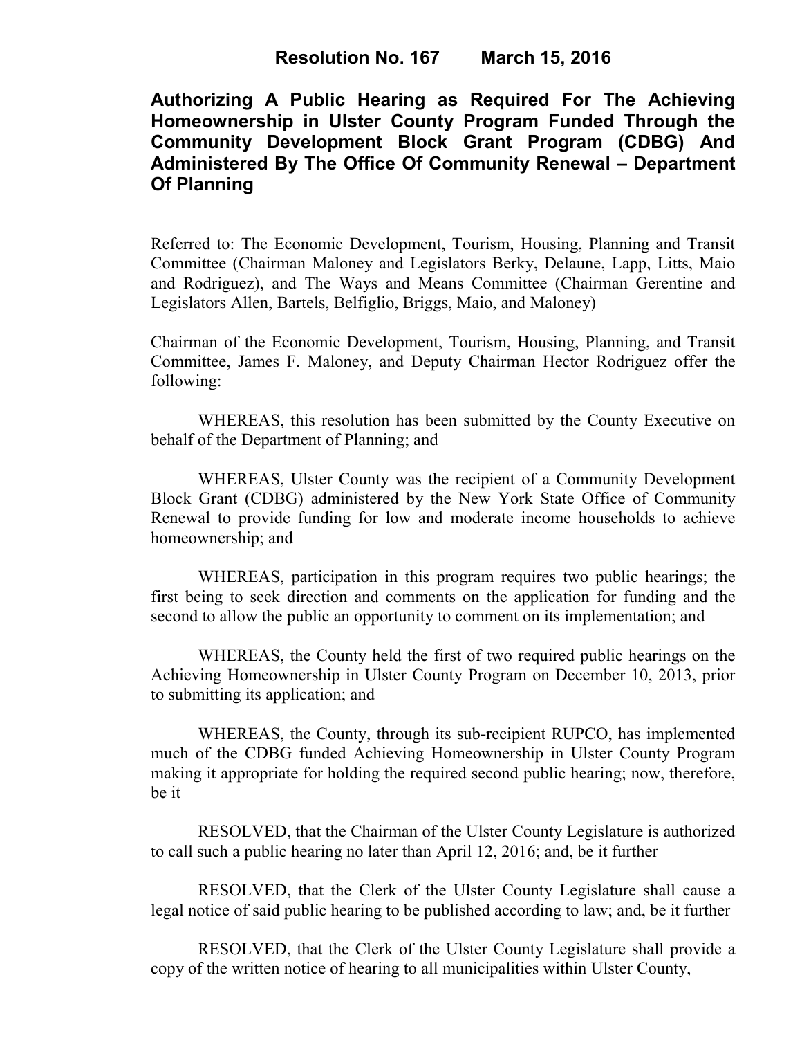# Resolution No. 167 March 15, 2016

## Authorizing A Public Hearing as Required For The Achieving Homeownership in Ulster County Program Funded Through the Community Development Block Grant Program (CDBG) And Administered By The Office Of Community Renewal – Department Of Planning

Referred to: The Economic Development, Tourism, Housing, Planning and Transit Committee (Chairman Maloney and Legislators Berky, Delaune, Lapp, Litts, Maio and Rodriguez), and The Ways and Means Committee (Chairman Gerentine and Legislators Allen, Bartels, Belfiglio, Briggs, Maio, and Maloney)

Chairman of the Economic Development, Tourism, Housing, Planning, and Transit Committee, James F. Maloney, and Deputy Chairman Hector Rodriguez offer the following:

WHEREAS, this resolution has been submitted by the County Executive on behalf of the Department of Planning; and

WHEREAS, Ulster County was the recipient of a Community Development Block Grant (CDBG) administered by the New York State Office of Community Renewal to provide funding for low and moderate income households to achieve homeownership; and

WHEREAS, participation in this program requires two public hearings; the first being to seek direction and comments on the application for funding and the second to allow the public an opportunity to comment on its implementation; and

WHEREAS, the County held the first of two required public hearings on the Achieving Homeownership in Ulster County Program on December 10, 2013, prior to submitting its application; and

WHEREAS, the County, through its sub-recipient RUPCO, has implemented much of the CDBG funded Achieving Homeownership in Ulster County Program making it appropriate for holding the required second public hearing; now, therefore, be it

RESOLVED, that the Chairman of the Ulster County Legislature is authorized to call such a public hearing no later than April 12, 2016; and, be it further

RESOLVED, that the Clerk of the Ulster County Legislature shall cause a legal notice of said public hearing to be published according to law; and, be it further

RESOLVED, that the Clerk of the Ulster County Legislature shall provide a copy of the written notice of hearing to all municipalities within Ulster County,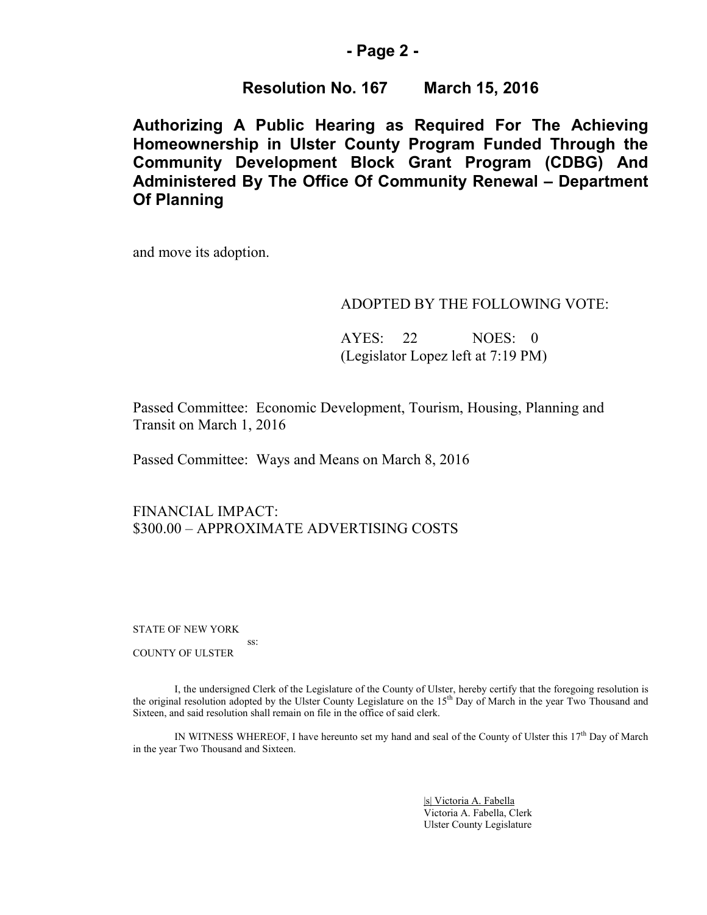## Resolution No. 167 March 15, 2016

**Authorizing A Public Hearing as Required For The Achieving Homeownership in Ulster County Program Funded Through the Community Development Block Grant Program (CDBG) And Administered By The Office Of Community Renewal – Department Of Planning**

and move its adoption.

ADOPTED BY THE FOLLOWING VOTE:

AYES: 22 NOES: 0
(Legislator Lopez left at 7:19 PM)

Passed Committee: Economic Development, Tourism, Housing, Planning and Transit on March 1, 2016

Passed Committee: Ways and Means on March 8, 2016

FINANCIAL IMPACT:
$300.00 – APPROXIMATE ADVERTISING COSTS

STATE OF NEW YORK
ss:
COUNTY OF ULSTER

I, the undersigned Clerk of the Legislature of the County of Ulster, hereby certify that the foregoing resolution is the original resolution adopted by the Ulster County Legislature on the 15th Day of March in the year Two Thousand and Sixteen, and said resolution shall remain on file in the office of said clerk.

IN WITNESS WHEREOF, I have hereunto set my hand and seal of the County of Ulster this 17th Day of March in the year Two Thousand and Sixteen.

|s| Victoria A. Fabella
Victoria A. Fabella, Clerk
Ulster County Legislature